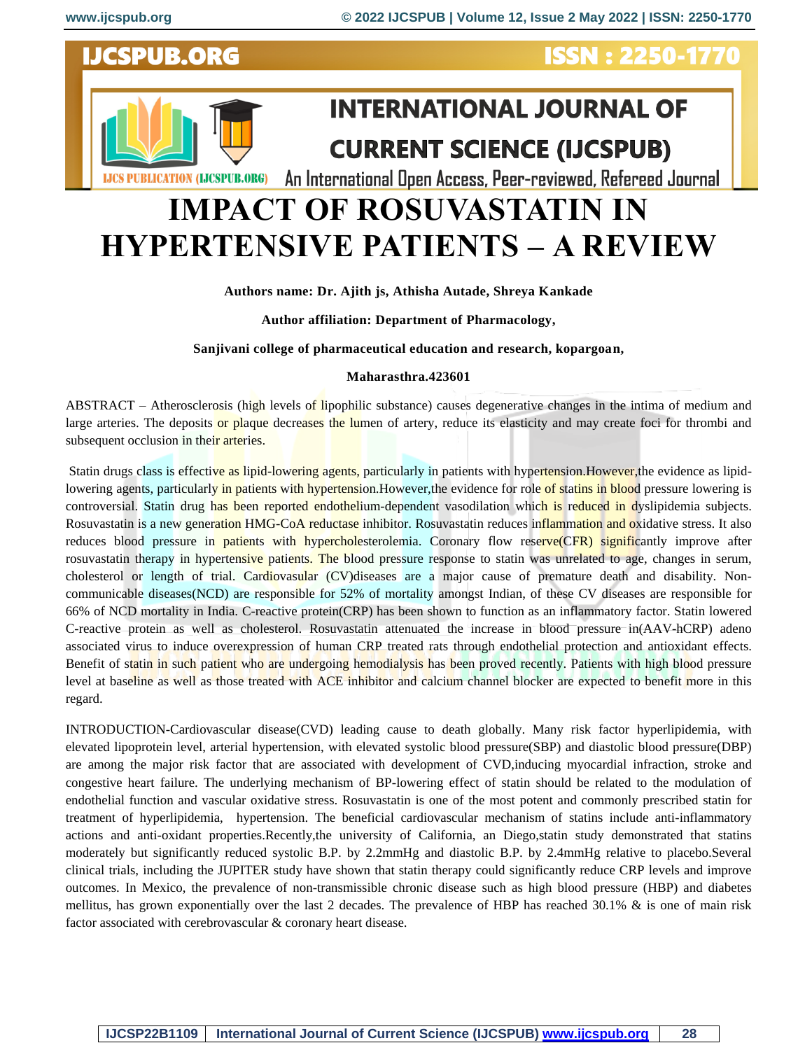# IMPACT OF ROSUVASTATIN IN HYPERTENSIVE PATIENTS – A REVIEW

**Authors name: Dr. Ajith js, Athisha Autade, Shreya Kankade**

**Author affiliation: Department of Pharmacology,**

**Sanjivani college of pharmaceutical education and research, kopargoan,**

**Maharasthra.423601**

ABSTRACT – Atherosclerosis (high levels of lipophilic substance) causes degenerative changes in the intima of medium and large arteries. The deposits or plaque decreases the lumen of artery, reduce its elasticity and may create foci for thrombi and subsequent occlusion in their arteries.

Statin drugs class is effective as lipid-lowering agents, particularly in patients with hypertension.However,the evidence as lipid-lowering agents, particularly in patients with hypertension.However,the evidence for role of statins in blood pressure lowering is controversial. Statin drug has been reported endothelium-dependent vasodilation which is reduced in dyslipidemia subjects. Rosuvastatin is a new generation HMG-CoA reductase inhibitor. Rosuvastatin reduces inflammation and oxidative stress. It also reduces blood pressure in patients with hypercholesterolemia. Coronary flow reserve(CFR) significantly improve after rosuvastatin therapy in hypertensive patients. The blood pressure response to statin was unrelated to age, changes in serum, cholesterol or length of trial. Cardiovasular (CV)diseases are a major cause of premature death and disability. Non-communicable diseases(NCD) are responsible for 52% of mortality amongst Indian, of these CV diseases are responsible for 66% of NCD mortality in India. C-reactive protein(CRP) has been shown to function as an inflammatory factor. Statin lowered C-reactive protein as well as cholesterol. Rosuvastatin attenuated the increase in blood pressure in(AAV-hCRP) adeno associated virus to induce overexpression of human CRP treated rats through endothelial protection and antioxidant effects. Benefit of statin in such patient who are undergoing hemodialysis has been proved recently. Patients with high blood pressure level at baseline as well as those treated with ACE inhibitor and calcium channel blocker are expected to benefit more in this regard.

INTRODUCTION-Cardiovascular disease(CVD) leading cause to death globally. Many risk factor hyperlipidemia, with elevated lipoprotein level, arterial hypertension, with elevated systolic blood pressure(SBP) and diastolic blood pressure(DBP) are among the major risk factor that are associated with development of CVD,inducing myocardial infraction, stroke and congestive heart failure. The underlying mechanism of BP-lowering effect of statin should be related to the modulation of endothelial function and vascular oxidative stress. Rosuvastatin is one of the most potent and commonly prescribed statin for treatment of hyperlipidemia, hypertension. The beneficial cardiovascular mechanism of statins include anti-inflammatory actions and anti-oxidant properties.Recently,the university of California, an Diego,statin study demonstrated that statins moderately but significantly reduced systolic B.P. by 2.2mmHg and diastolic B.P. by 2.4mmHg relative to placebo.Several clinical trials, including the JUPITER study have shown that statin therapy could significantly reduce CRP levels and improve outcomes. In Mexico, the prevalence of non-transmissible chronic disease such as high blood pressure (HBP) and diabetes mellitus, has grown exponentially over the last 2 decades. The prevalence of HBP has reached 30.1% & is one of main risk factor associated with cerebrovascular & coronary heart disease.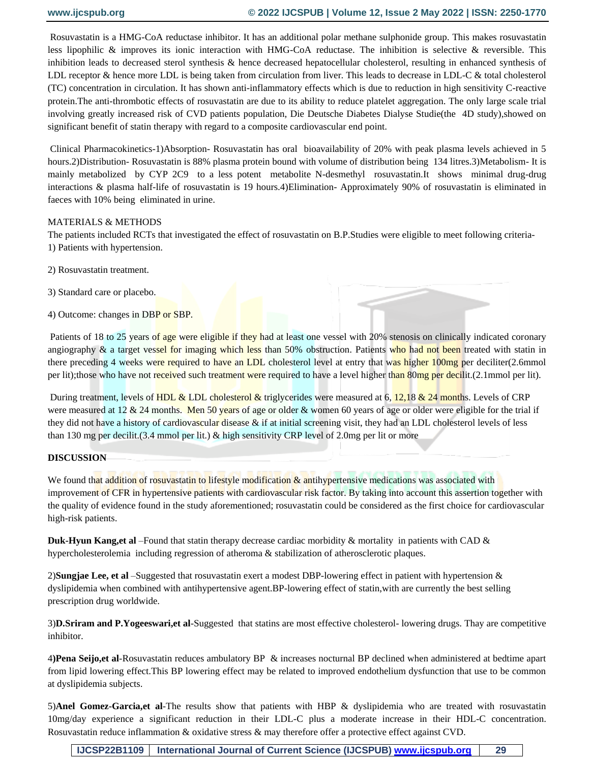Rosuvastatin is a HMG-CoA reductase inhibitor. It has an additional polar methane sulphonide group. This makes rosuvastatin less lipophilic & improves its ionic interaction with HMG-CoA reductase. The inhibition is selective & reversible. This inhibition leads to decreased sterol synthesis & hence decreased hepatocellular cholesterol, resulting in enhanced synthesis of LDL receptor & hence more LDL is being taken from circulation from liver. This leads to decrease in LDL-C & total cholesterol (TC) concentration in circulation. It has shown anti-inflammatory effects which is due to reduction in high sensitivity C-reactive protein.The anti-thrombotic effects of rosuvastatin are due to its ability to reduce platelet aggregation. The only large scale trial involving greatly increased risk of CVD patients population, Die Deutsche Diabetes Dialyse Studie(the 4D study),showed on significant benefit of statin therapy with regard to a composite cardiovascular end point.

Clinical Pharmacokinetics-1)Absorption- Rosuvastatin has oral bioavailability of 20% with peak plasma levels achieved in 5 hours.2)Distribution- Rosuvastatin is 88% plasma protein bound with volume of distribution being 134 litres.3)Metabolism- It is mainly metabolized by CYP 2C9 to a less potent metabolite N-desmethyl rosuvastatin.It shows minimal drug-drug interactions & plasma half-life of rosuvastatin is 19 hours.4)Elimination- Approximately 90% of rosuvastatin is eliminated in faeces with 10% being eliminated in urine.

MATERIALS & METHODS

The patients included RCTs that investigated the effect of rosuvastatin on B.P.Studies were eligible to meet following criteria-

1) Patients with hypertension.

2) Rosuvastatin treatment.

3) Standard care or placebo.

4) Outcome: changes in DBP or SBP.

Patients of 18 to 25 years of age were eligible if they had at least one vessel with 20% stenosis on clinically indicated coronary angiography & a target vessel for imaging which less than 50% obstruction. Patients who had not been treated with statin in there preceding 4 weeks were required to have an LDL cholesterol level at entry that was higher 100mg per deciliter(2.6mmol per lit);those who have not received such treatment were required to have a level higher than 80mg per decilit.(2.1mmol per lit).

During treatment, levels of HDL & LDL cholesterol & triglycerides were measured at 6, 12,18 & 24 months. Levels of CRP were measured at 12 & 24 months. Men 50 years of age or older & women 60 years of age or older were eligible for the trial if they did not have a history of cardiovascular disease & if at initial screening visit, they had an LDL cholesterol levels of less than 130 mg per decilit.(3.4 mmol per lit.) & high sensitivity CRP level of 2.0mg per lit or more

**DISCUSSION**

We found that addition of rosuvastatin to lifestyle modification & antihypertensive medications was associated with improvement of CFR in hypertensive patients with cardiovascular risk factor. By taking into account this assertion together with the quality of evidence found in the study aforementioned; rosuvastatin could be considered as the first choice for cardiovascular high-risk patients.

**Duk-Hyun Kang,et al** –Found that statin therapy decrease cardiac morbidity & mortality in patients with CAD & hypercholesterolemia including regression of atheroma & stabilization of atherosclerotic plaques.

2)**Sungjae Lee, et al** –Suggested that rosuvastatin exert a modest DBP-lowering effect in patient with hypertension & dyslipidemia when combined with antihypertensive agent.BP-lowering effect of statin,with are currently the best selling prescription drug worldwide.

3)**D.Sriram and P.Yogeeswari,et al**-Suggested that statins are most effective cholesterol- lowering drugs. Thay are competitive inhibitor.

4**)Pena Seijo,et al**-Rosuvastatin reduces ambulatory BP & increases nocturnal BP declined when administered at bedtime apart from lipid lowering effect.This BP lowering effect may be related to improved endothelium dysfunction that use to be common at dyslipidemia subjects.

5)**Anel Gomez-Garcia,et al**-The results show that patients with HBP & dyslipidemia who are treated with rosuvastatin 10mg/day experience a significant reduction in their LDL-C plus a moderate increase in their HDL-C concentration. Rosuvastatin reduce inflammation & oxidative stress & may therefore offer a protective effect against CVD.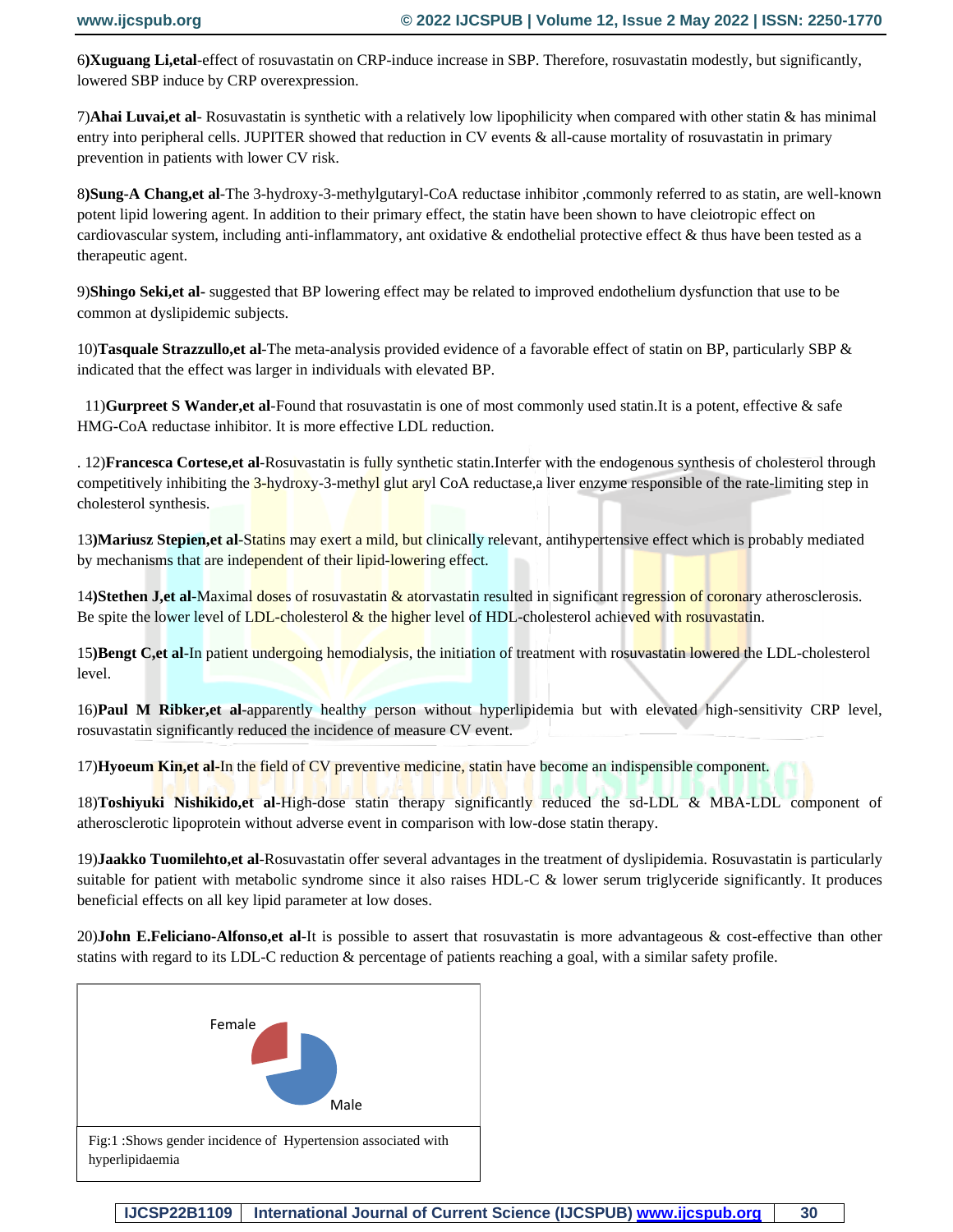6)**Xuguang Li,etal**-effect of rosuvastatin on CRP-induce increase in SBP. Therefore, rosuvastatin modestly, but significantly, lowered SBP induce by CRP overexpression.

7)**Ahai Luvai,et al**- Rosuvastatin is synthetic with a relatively low lipophilicity when compared with other statin & has minimal entry into peripheral cells. JUPITER showed that reduction in CV events & all-cause mortality of rosuvastatin in primary prevention in patients with lower CV risk.

8)**Sung-A Chang,et al**-The 3-hydroxy-3-methylgutaryl-CoA reductase inhibitor ,commonly referred to as statin, are well-known potent lipid lowering agent. In addition to their primary effect, the statin have been shown to have cleiotropic effect on cardiovascular system, including anti-inflammatory, ant oxidative & endothelial protective effect & thus have been tested as a therapeutic agent.

9)**Shingo Seki,et al**- suggested that BP lowering effect may be related to improved endothelium dysfunction that use to be common at dyslipidemic subjects.

10)**Tasquale Strazzullo,et al**-The meta-analysis provided evidence of a favorable effect of statin on BP, particularly SBP & indicated that the effect was larger in individuals with elevated BP.

11)**Gurpreet S Wander,et al**-Found that rosuvastatin is one of most commonly used statin.It is a potent, effective & safe HMG-CoA reductase inhibitor. It is more effective LDL reduction.

. 12)**Francesca Cortese,et al**-Rosuvastatin is fully synthetic statin.Interfer with the endogenous synthesis of cholesterol through competitively inhibiting the 3-hydroxy-3-methyl glut aryl CoA reductase,a liver enzyme responsible of the rate-limiting step in cholesterol synthesis.

13)**Mariusz Stepien,et al**-Statins may exert a mild, but clinically relevant, antihypertensive effect which is probably mediated by mechanisms that are independent of their lipid-lowering effect.

14)**Stethen J,et al**-Maximal doses of rosuvastatin & atorvastatin resulted in significant regression of coronary atherosclerosis. Be spite the lower level of LDL-cholesterol & the higher level of HDL-cholesterol achieved with rosuvastatin.

15)**Bengt C,et al**-In patient undergoing hemodialysis, the initiation of treatment with rosuvastatin lowered the LDL-cholesterol level.

16)**Paul M Ribker,et al**-apparently healthy person without hyperlipidemia but with elevated high-sensitivity CRP level, rosuvastatin significantly reduced the incidence of measure CV event.

17)**Hyoeum Kin,et al**-In the field of CV preventive medicine, statin have become an indispensible component.

18)**Toshiyuki Nishikido,et al**-High-dose statin therapy significantly reduced the sd-LDL & MBA-LDL component of atherosclerotic lipoprotein without adverse event in comparison with low-dose statin therapy.

19)**Jaakko Tuomilehto,et al**-Rosuvastatin offer several advantages in the treatment of dyslipidemia. Rosuvastatin is particularly suitable for patient with metabolic syndrome since it also raises HDL-C & lower serum triglyceride significantly. It produces beneficial effects on all key lipid parameter at low doses.

20)**John E.Feliciano-Alfonso,et al**-It is possible to assert that rosuvastatin is more advantageous & cost-effective than other statins with regard to its LDL-C reduction & percentage of patients reaching a goal, with a similar safety profile.

Female

Male

Fig:1 :Shows gender incidence of Hypertension associated with hyperlipidaemia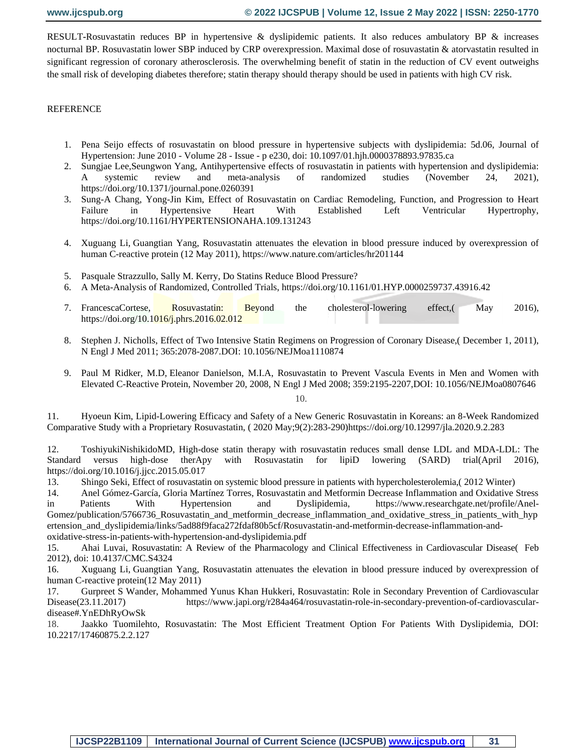RESULT-Rosuvastatin reduces BP in hypertensive & dyslipidemic patients. It also reduces ambulatory BP & increases nocturnal BP. Rosuvastatin lower SBP induced by CRP overexpression. Maximal dose of rosuvastatin & atorvastatin resulted in significant regression of coronary atherosclerosis. The overwhelming benefit of statin in the reduction of CV event outweighs the small risk of developing diabetes therefore; statin therapy should therapy should be used in patients with high CV risk.

REFERENCE

1. Pena Seijo effects of rosuvastatin on blood pressure in hypertensive subjects with dyslipidemia: 5d.06, Journal of Hypertension: June 2010 - Volume 28 - Issue - p e230, doi: 10.1097/01.hjh.0000378893.97835.ca
2. Sungjae Lee,Seungwon Yang, Antihypertensive effects of rosuvastatin in patients with hypertension and dyslipidemia: A systemic review and meta-analysis of randomized studies (November 24, 2021), https://doi.org/10.1371/journal.pone.0260391
3. Sung-A Chang, Yong-Jin Kim, Effect of Rosuvastatin on Cardiac Remodeling, Function, and Progression to Heart Failure in Hypertensive Heart With Established Left Ventricular Hypertrophy, https://doi.org/10.1161/HYPERTENSIONAHA.109.131243
4. Xuguang Li, Guangtian Yang, Rosuvastatin attenuates the elevation in blood pressure induced by overexpression of human C-reactive protein (12 May 2011), https://www.nature.com/articles/hr201144
5. Pasquale Strazzullo, Sally M. Kerry, Do Statins Reduce Blood Pressure?
6. A Meta-Analysis of Randomized, Controlled Trials, https://doi.org/10.1161/01.HYP.0000259737.43916.42
7. FrancescaCortese, Rosuvastatin: Beyond the cholesterol-lowering effect,( May 2016), https://doi.org/10.1016/j.phrs.2016.02.012
8. Stephen J. Nicholls, Effect of Two Intensive Statin Regimens on Progression of Coronary Disease,( December 1, 2011), N Engl J Med 2011; 365:2078-2087.DOI: 10.1056/NEJMoa1110874
9. Paul M Ridker, M.D, Eleanor Danielson, M.I.A, Rosuvastatin to Prevent Vascula Events in Men and Women with Elevated C-Reactive Protein, November 20, 2008, N Engl J Med 2008; 359:2195-2207,DOI: 10.1056/NEJMoa0807646

10.

11. Hyoeun Kim, Lipid-Lowering Efficacy and Safety of a New Generic Rosuvastatin in Koreans: an 8-Week Randomized Comparative Study with a Proprietary Rosuvastatin, ( 2020 May;9(2):283-290)https://doi.org/10.12997/jla.2020.9.2.283

12. ToshiyukiNishikidoMD, High-dose statin therapy with rosuvastatin reduces small dense LDL and MDA-LDL: The Standard versus high-dose therApy with Rosuvastatin for lipiD lowering (SARD) trial(April 2016), https://doi.org/10.1016/j.jjcc.2015.05.017

13. Shingo Seki, Effect of rosuvastatin on systemic blood pressure in patients with hypercholesterolemia,( 2012 Winter)

14. Anel Gómez-García, Gloria Martínez Torres, Rosuvastatin and Metformin Decrease Inflammation and Oxidative Stress in Patients With Hypertension and Dyslipidemia, https://www.researchgate.net/profile/Anel-Gomez/publication/5766736_Rosuvastatin_and_metformin_decrease_inflammation_and_oxidative_stress_in_patients_with_hypertension_and_dyslipidemia/links/5ad88f9faca272fdaf80b5cf/Rosuvastatin-and-metformin-decrease-inflammation-and-oxidative-stress-in-patients-with-hypertension-and-dyslipidemia.pdf

15. Ahai Luvai, Rosuvastatin: A Review of the Pharmacology and Clinical Effectiveness in Cardiovascular Disease( Feb 2012), doi: 10.4137/CMC.S4324

16. Xuguang Li, Guangtian Yang, Rosuvastatin attenuates the elevation in blood pressure induced by overexpression of human C-reactive protein(12 May 2011)

17. Gurpreet S Wander, Mohammed Yunus Khan Hukkeri, Rosuvastatin: Role in Secondary Prevention of Cardiovascular Disease(23.11.2017) https://www.japi.org/r284a464/rosuvastatin-role-in-secondary-prevention-of-cardiovascular-disease#.YnEDhRyOwSk

18. Jaakko Tuomilehto, Rosuvastatin: The Most Efficient Treatment Option For Patients With Dyslipidemia, DOI: 10.2217/17460875.2.2.127